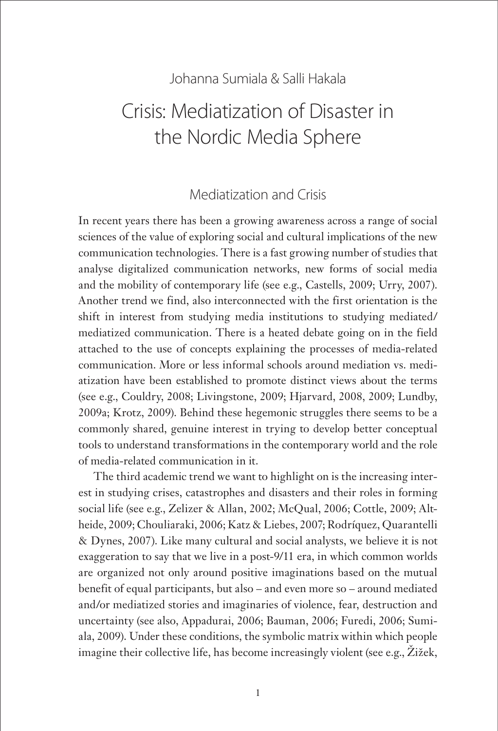Johanna Sumiala & Salli Hakala

# Crisis: Mediatization of Disaster in the Nordic Media Sphere

## Mediatization and Crisis

In recent years there has been a growing awareness across a range of social sciences of the value of exploring social and cultural implications of the new communication technologies. There is a fast growing number of studies that analyse digitalized communication networks, new forms of social media and the mobility of contemporary life (see e.g., Castells, 2009; Urry, 2007). Another trend we find, also interconnected with the first orientation is the shift in interest from studying media institutions to studying mediated/ mediatized communication. There is a heated debate going on in the field attached to the use of concepts explaining the processes of media-related communication. More or less informal schools around mediation vs. mediatization have been established to promote distinct views about the terms (see e.g., Couldry, 2008; Livingstone, 2009; Hjarvard, 2008, 2009; Lundby, 2009a; Krotz, 2009). Behind these hegemonic struggles there seems to be a commonly shared, genuine interest in trying to develop better conceptual tools to understand transformations in the contemporary world and the role of media-related communication in it.

The third academic trend we want to highlight on is the increasing interest in studying crises, catastrophes and disasters and their roles in forming social life (see e.g., Zelizer & Allan, 2002; McQual, 2006; Cottle, 2009; Altheide, 2009; Chouliaraki, 2006; Katz & Liebes, 2007; Rodríquez, Quarantelli & Dynes, 2007). Like many cultural and social analysts, we believe it is not exaggeration to say that we live in a post-9/11 era, in which common worlds are organized not only around positive imaginations based on the mutual benefit of equal participants, but also – and even more so – around mediated and/or mediatized stories and imaginaries of violence, fear, destruction and uncertainty (see also, Appadurai, 2006; Bauman, 2006; Furedi, 2006; Sumiala, 2009). Under these conditions, the symbolic matrix within which people imagine their collective life, has become increasingly violent (see e.g., Žižek,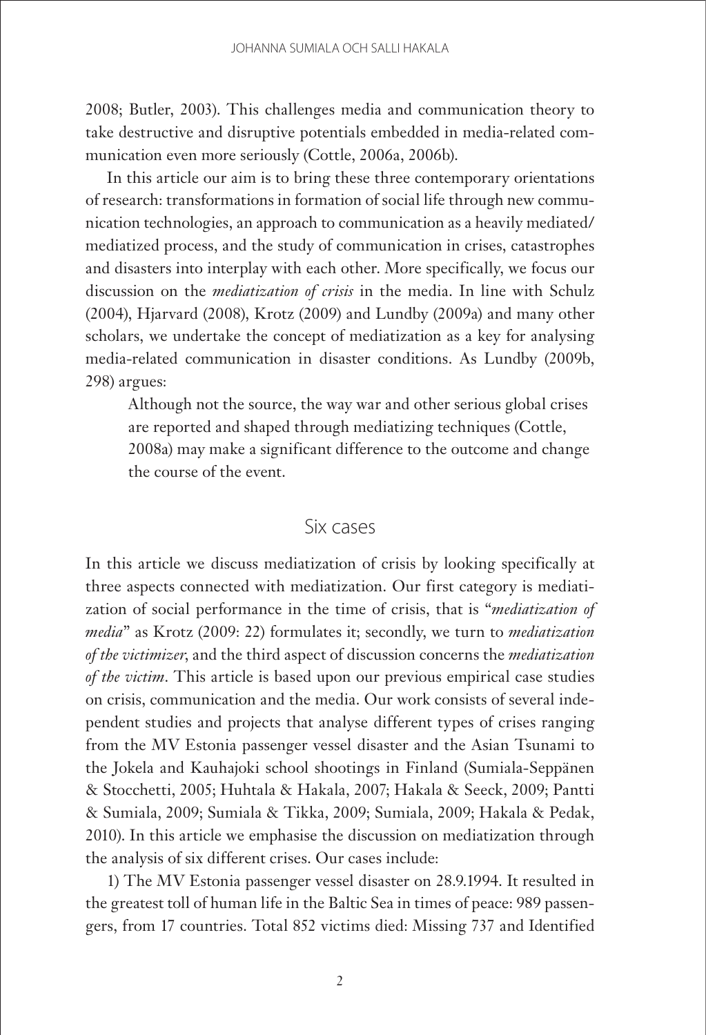2008; Butler, 2003). This challenges media and communication theory to take destructive and disruptive potentials embedded in media-related communication even more seriously (Cottle, 2006a, 2006b).

In this article our aim is to bring these three contemporary orientations of research: transformations in formation of social life through new communication technologies, an approach to communication as a heavily mediated/mediatized process, and the study of communication in crises, catastrophes and disasters into interplay with each other. More specifically, we focus our discussion on the *mediatization of crisis* in the media. In line with Schulz (2004), Hjarvard (2008), Krotz (2009) and Lundby (2009a) and many other scholars, we undertake the concept of mediatization as a key for analysing media-related communication in disaster conditions. As Lundby (2009b, 298) argues:

> Although not the source, the way war and other serious global crises are reported and shaped through mediatizing techniques (Cottle, 2008a) may make a significant difference to the outcome and change the course of the event.

## Six cases

In this article we discuss mediatization of crisis by looking specifically at three aspects connected with mediatization. Our first category is mediatization of social performance in the time of crisis, that is "*mediatization of media*" as Krotz (2009: 22) formulates it; secondly, we turn to *mediatization of the victimizer*, and the third aspect of discussion concerns the *mediatization of the victim*. This article is based upon our previous empirical case studies on crisis, communication and the media. Our work consists of several independent studies and projects that analyse different types of crises ranging from the MV Estonia passenger vessel disaster and the Asian Tsunami to the Jokela and Kauhajoki school shootings in Finland (Sumiala-Seppänen & Stocchetti, 2005; Huhtala & Hakala, 2007; Hakala & Seeck, 2009; Pantti & Sumiala, 2009; Sumiala & Tikka, 2009; Sumiala, 2009; Hakala & Pedak, 2010). In this article we emphasise the discussion on mediatization through the analysis of six different crises. Our cases include:

1) The MV Estonia passenger vessel disaster on 28.9.1994. It resulted in the greatest toll of human life in the Baltic Sea in times of peace: 989 passengers, from 17 countries. Total 852 victims died: Missing 737 and Identified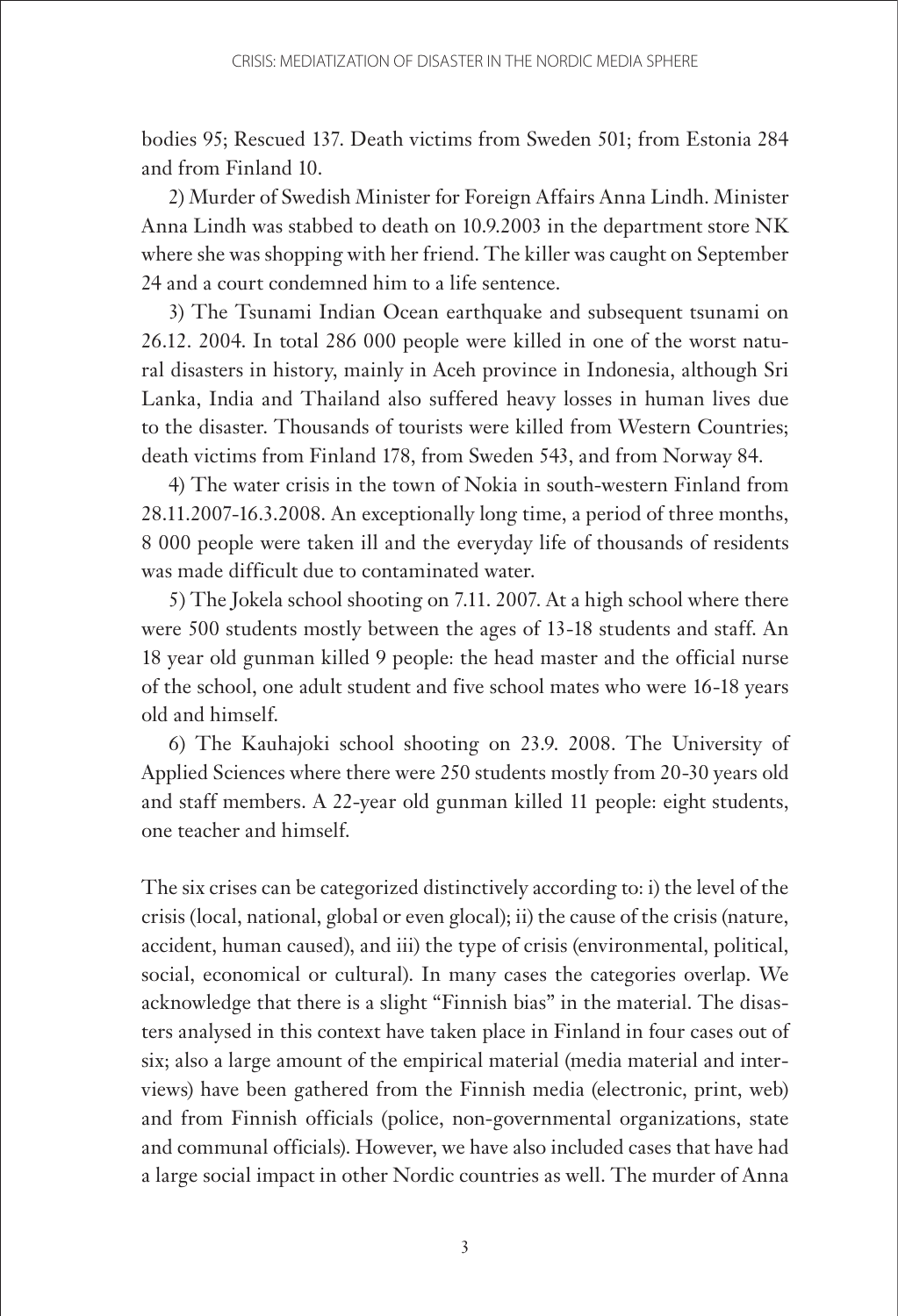bodies 95; Rescued 137. Death victims from Sweden 501; from Estonia 284 and from Finland 10.

2) Murder of Swedish Minister for Foreign Affairs Anna Lindh. Minister Anna Lindh was stabbed to death on 10.9.2003 in the department store NK where she was shopping with her friend. The killer was caught on September 24 and a court condemned him to a life sentence.

3) The Tsunami Indian Ocean earthquake and subsequent tsunami on 26.12. 2004. In total 286 000 people were killed in one of the worst natural disasters in history, mainly in Aceh province in Indonesia, although Sri Lanka, India and Thailand also suffered heavy losses in human lives due to the disaster. Thousands of tourists were killed from Western Countries; death victims from Finland 178, from Sweden 543, and from Norway 84.

4) The water crisis in the town of Nokia in south-western Finland from 28.11.2007-16.3.2008. An exceptionally long time, a period of three months, 8 000 people were taken ill and the everyday life of thousands of residents was made difficult due to contaminated water.

5) The Jokela school shooting on 7.11. 2007. At a high school where there were 500 students mostly between the ages of 13-18 students and staff. An 18 year old gunman killed 9 people: the head master and the official nurse of the school, one adult student and five school mates who were 16-18 years old and himself.

6) The Kauhajoki school shooting on 23.9. 2008. The University of Applied Sciences where there were 250 students mostly from 20-30 years old and staff members. A 22-year old gunman killed 11 people: eight students, one teacher and himself.

The six crises can be categorized distinctively according to: i) the level of the crisis (local, national, global or even glocal); ii) the cause of the crisis (nature, accident, human caused), and iii) the type of crisis (environmental, political, social, economical or cultural). In many cases the categories overlap. We acknowledge that there is a slight "Finnish bias" in the material. The disasters analysed in this context have taken place in Finland in four cases out of six; also a large amount of the empirical material (media material and interviews) have been gathered from the Finnish media (electronic, print, web) and from Finnish officials (police, non-governmental organizations, state and communal officials). However, we have also included cases that have had a large social impact in other Nordic countries as well. The murder of Anna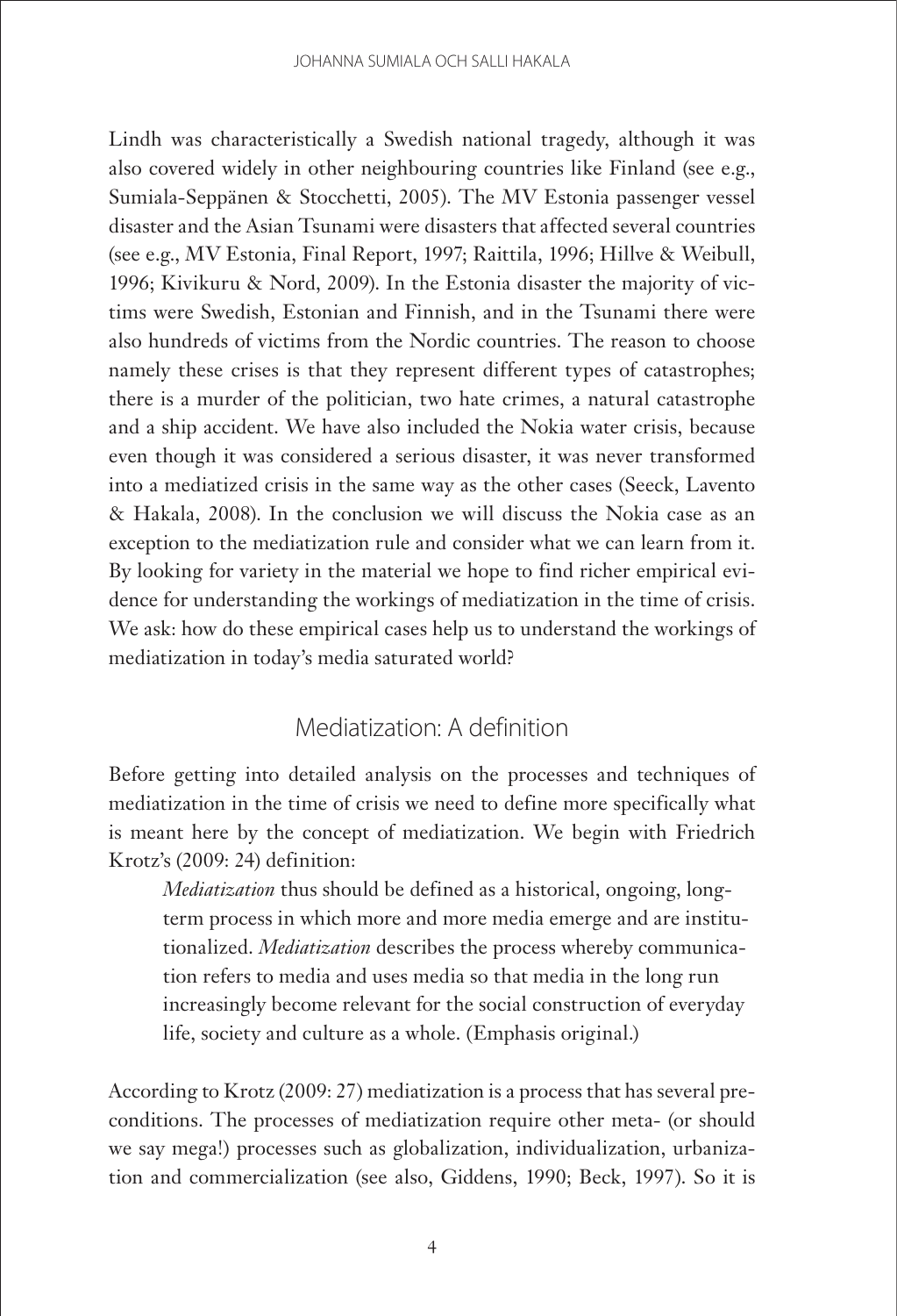Lindh was characteristically a Swedish national tragedy, although it was also covered widely in other neighbouring countries like Finland (see e.g., Sumiala-Seppänen & Stocchetti, 2005). The MV Estonia passenger vessel disaster and the Asian Tsunami were disasters that affected several countries (see e.g., MV Estonia, Final Report, 1997; Raittila, 1996; Hillve & Weibull, 1996; Kivikuru & Nord, 2009). In the Estonia disaster the majority of victims were Swedish, Estonian and Finnish, and in the Tsunami there were also hundreds of victims from the Nordic countries. The reason to choose namely these crises is that they represent different types of catastrophes; there is a murder of the politician, two hate crimes, a natural catastrophe and a ship accident. We have also included the Nokia water crisis, because even though it was considered a serious disaster, it was never transformed into a mediatized crisis in the same way as the other cases (Seeck, Lavento & Hakala, 2008). In the conclusion we will discuss the Nokia case as an exception to the mediatization rule and consider what we can learn from it. By looking for variety in the material we hope to find richer empirical evidence for understanding the workings of mediatization in the time of crisis. We ask: how do these empirical cases help us to understand the workings of mediatization in today's media saturated world?

## Mediatization: A definition

Before getting into detailed analysis on the processes and techniques of mediatization in the time of crisis we need to define more specifically what is meant here by the concept of mediatization. We begin with Friedrich Krotz's (2009: 24) definition:

> *Mediatization* thus should be defined as a historical, ongoing, long-term process in which more and more media emerge and are institutionalized. *Mediatization* describes the process whereby communication refers to media and uses media so that media in the long run increasingly become relevant for the social construction of everyday life, society and culture as a whole. (Emphasis original.)

According to Krotz (2009: 27) mediatization is a process that has several preconditions. The processes of mediatization require other meta- (or should we say mega!) processes such as globalization, individualization, urbanization and commercialization (see also, Giddens, 1990; Beck, 1997). So it is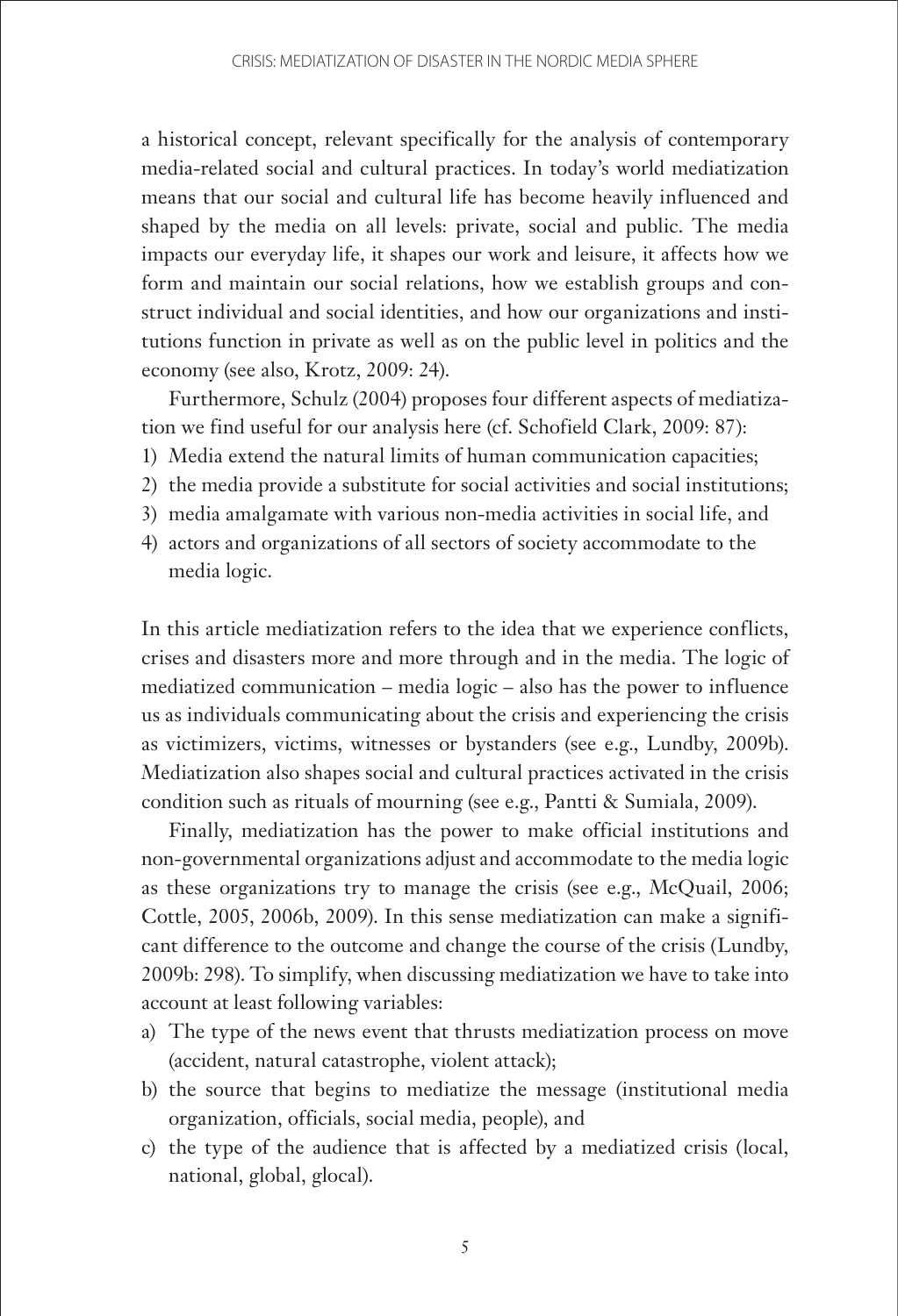a historical concept, relevant specifically for the analysis of contemporary media-related social and cultural practices. In today's world mediatization means that our social and cultural life has become heavily influenced and shaped by the media on all levels: private, social and public. The media impacts our everyday life, it shapes our work and leisure, it affects how we form and maintain our social relations, how we establish groups and construct individual and social identities, and how our organizations and institutions function in private as well as on the public level in politics and the economy (see also, Krotz, 2009: 24).

Furthermore, Schulz (2004) proposes four different aspects of mediatization we find useful for our analysis here (cf. Schofield Clark, 2009: 87):

1) Media extend the natural limits of human communication capacities;
2) the media provide a substitute for social activities and social institutions;
3) media amalgamate with various non-media activities in social life, and
4) actors and organizations of all sectors of society accommodate to the media logic.

In this article mediatization refers to the idea that we experience conflicts, crises and disasters more and more through and in the media. The logic of mediatized communication – media logic – also has the power to influence us as individuals communicating about the crisis and experiencing the crisis as victimizers, victims, witnesses or bystanders (see e.g., Lundby, 2009b). Mediatization also shapes social and cultural practices activated in the crisis condition such as rituals of mourning (see e.g., Pantti & Sumiala, 2009).

Finally, mediatization has the power to make official institutions and non-governmental organizations adjust and accommodate to the media logic as these organizations try to manage the crisis (see e.g., McQuail, 2006; Cottle, 2005, 2006b, 2009). In this sense mediatization can make a significant difference to the outcome and change the course of the crisis (Lundby, 2009b: 298). To simplify, when discussing mediatization we have to take into account at least following variables:

a) The type of the news event that thrusts mediatization process on move (accident, natural catastrophe, violent attack);
b) the source that begins to mediatize the message (institutional media organization, officials, social media, people), and
c) the type of the audience that is affected by a mediatized crisis (local, national, global, glocal).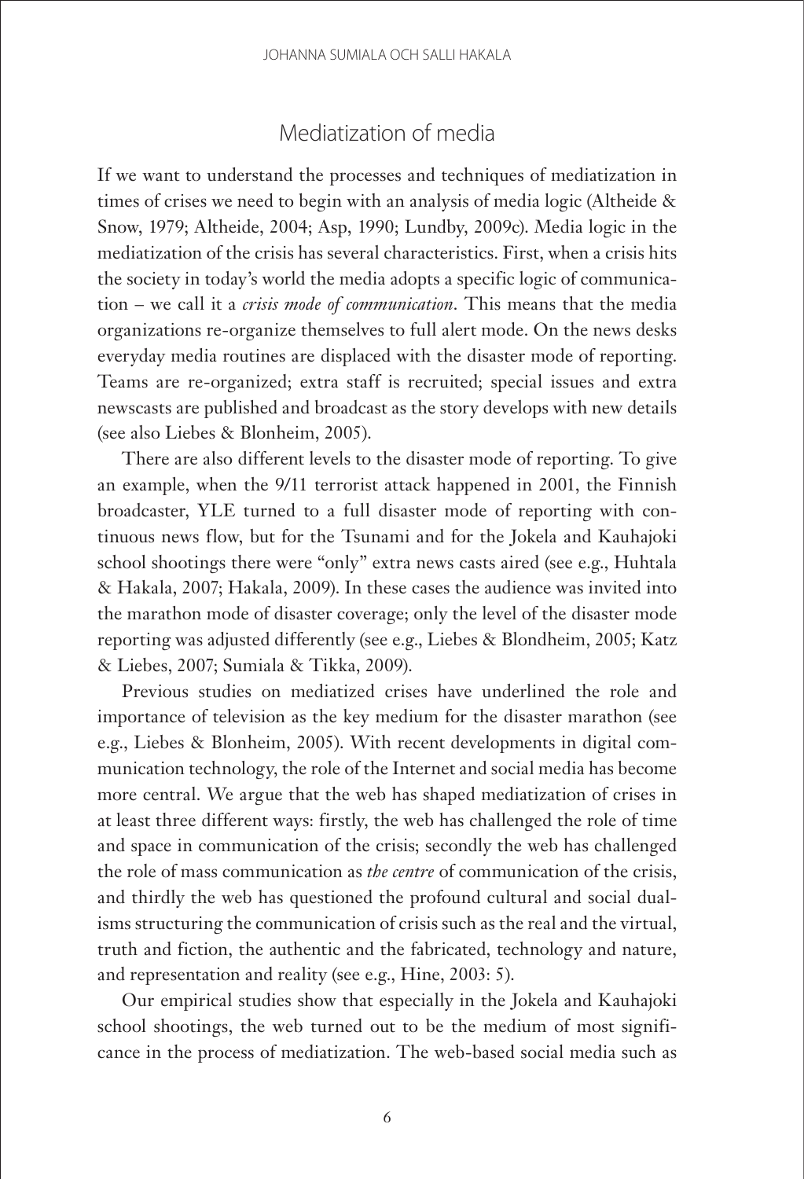## Mediatization of media

If we want to understand the processes and techniques of mediatization in times of crises we need to begin with an analysis of media logic (Altheide & Snow, 1979; Altheide, 2004; Asp, 1990; Lundby, 2009c). Media logic in the mediatization of the crisis has several characteristics. First, when a crisis hits the society in today's world the media adopts a specific logic of communication – we call it a *crisis mode of communication*. This means that the media organizations re-organize themselves to full alert mode. On the news desks everyday media routines are displaced with the disaster mode of reporting. Teams are re-organized; extra staff is recruited; special issues and extra newscasts are published and broadcast as the story develops with new details (see also Liebes & Blonheim, 2005).

There are also different levels to the disaster mode of reporting. To give an example, when the 9/11 terrorist attack happened in 2001, the Finnish broadcaster, YLE turned to a full disaster mode of reporting with continuous news flow, but for the Tsunami and for the Jokela and Kauhajoki school shootings there were "only" extra news casts aired (see e.g., Huhtala & Hakala, 2007; Hakala, 2009). In these cases the audience was invited into the marathon mode of disaster coverage; only the level of the disaster mode reporting was adjusted differently (see e.g., Liebes & Blondheim, 2005; Katz & Liebes, 2007; Sumiala & Tikka, 2009).

Previous studies on mediatized crises have underlined the role and importance of television as the key medium for the disaster marathon (see e.g., Liebes & Blonheim, 2005). With recent developments in digital communication technology, the role of the Internet and social media has become more central. We argue that the web has shaped mediatization of crises in at least three different ways: firstly, the web has challenged the role of time and space in communication of the crisis; secondly the web has challenged the role of mass communication as *the centre* of communication of the crisis, and thirdly the web has questioned the profound cultural and social dualisms structuring the communication of crisis such as the real and the virtual, truth and fiction, the authentic and the fabricated, technology and nature, and representation and reality (see e.g., Hine, 2003: 5).

Our empirical studies show that especially in the Jokela and Kauhajoki school shootings, the web turned out to be the medium of most significance in the process of mediatization. The web-based social media such as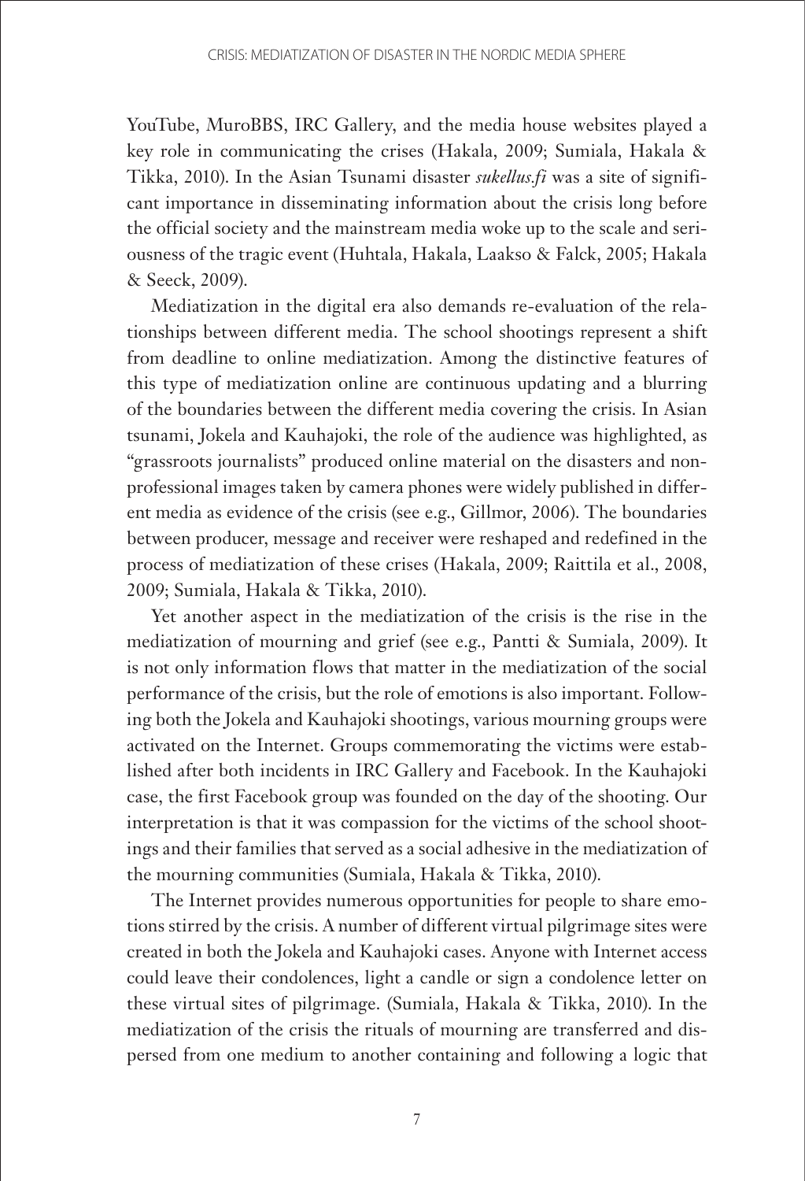YouTube, MuroBBS, IRC Gallery, and the media house websites played a key role in communicating the crises (Hakala, 2009; Sumiala, Hakala & Tikka, 2010). In the Asian Tsunami disaster *sukellus.fi* was a site of significant importance in disseminating information about the crisis long before the official society and the mainstream media woke up to the scale and seriousness of the tragic event (Huhtala, Hakala, Laakso & Falck, 2005; Hakala & Seeck, 2009).

Mediatization in the digital era also demands re-evaluation of the relationships between different media. The school shootings represent a shift from deadline to online mediatization. Among the distinctive features of this type of mediatization online are continuous updating and a blurring of the boundaries between the different media covering the crisis. In Asian tsunami, Jokela and Kauhajoki, the role of the audience was highlighted, as "grassroots journalists" produced online material on the disasters and nonprofessional images taken by camera phones were widely published in different media as evidence of the crisis (see e.g., Gillmor, 2006). The boundaries between producer, message and receiver were reshaped and redefined in the process of mediatization of these crises (Hakala, 2009; Raittila et al., 2008, 2009; Sumiala, Hakala & Tikka, 2010).

Yet another aspect in the mediatization of the crisis is the rise in the mediatization of mourning and grief (see e.g., Pantti & Sumiala, 2009). It is not only information flows that matter in the mediatization of the social performance of the crisis, but the role of emotions is also important. Following both the Jokela and Kauhajoki shootings, various mourning groups were activated on the Internet. Groups commemorating the victims were established after both incidents in IRC Gallery and Facebook. In the Kauhajoki case, the first Facebook group was founded on the day of the shooting. Our interpretation is that it was compassion for the victims of the school shootings and their families that served as a social adhesive in the mediatization of the mourning communities (Sumiala, Hakala & Tikka, 2010).

The Internet provides numerous opportunities for people to share emotions stirred by the crisis. A number of different virtual pilgrimage sites were created in both the Jokela and Kauhajoki cases. Anyone with Internet access could leave their condolences, light a candle or sign a condolence letter on these virtual sites of pilgrimage. (Sumiala, Hakala & Tikka, 2010). In the mediatization of the crisis the rituals of mourning are transferred and dispersed from one medium to another containing and following a logic that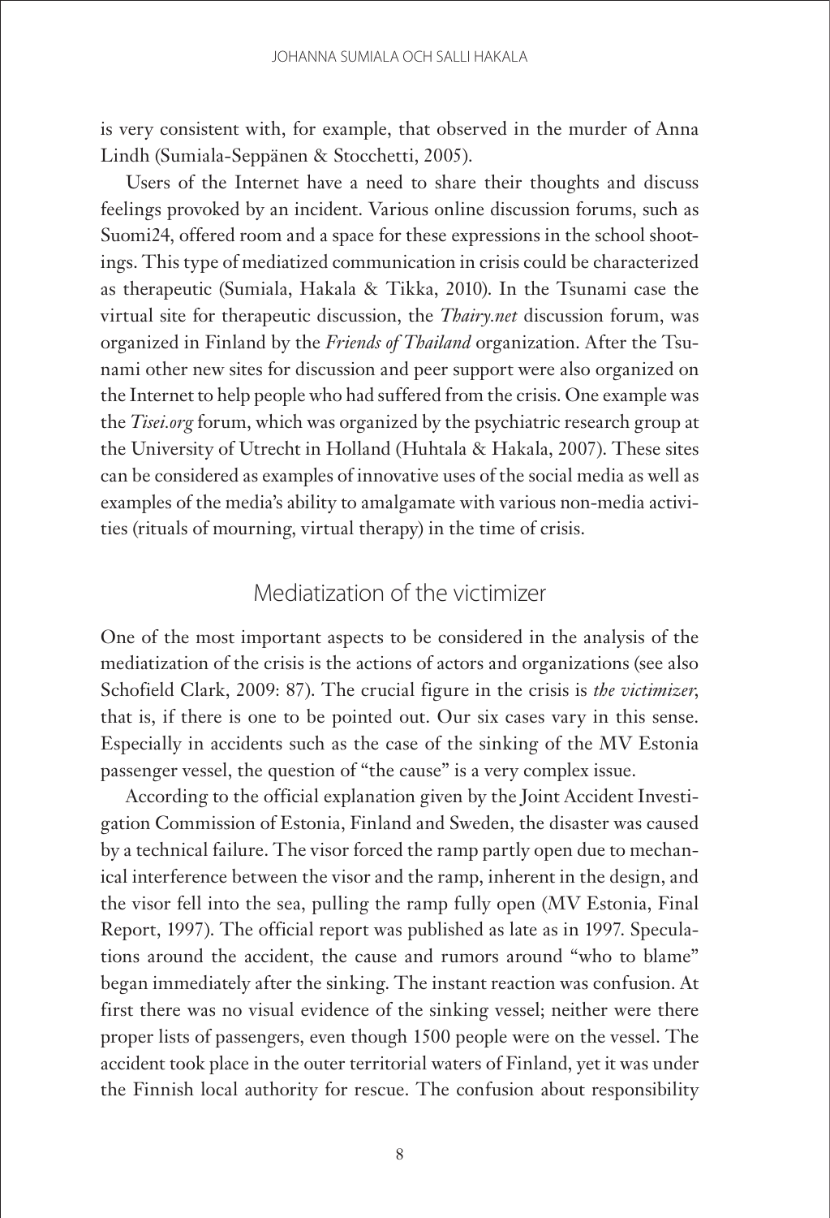is very consistent with, for example, that observed in the murder of Anna Lindh (Sumiala-Seppänen & Stocchetti, 2005).

Users of the Internet have a need to share their thoughts and discuss feelings provoked by an incident. Various online discussion forums, such as Suomi24, offered room and a space for these expressions in the school shootings. This type of mediatized communication in crisis could be characterized as therapeutic (Sumiala, Hakala & Tikka, 2010). In the Tsunami case the virtual site for therapeutic discussion, the *Thairy.net* discussion forum, was organized in Finland by the *Friends of Thailand* organization. After the Tsunami other new sites for discussion and peer support were also organized on the Internet to help people who had suffered from the crisis. One example was the *Tisei.org* forum, which was organized by the psychiatric research group at the University of Utrecht in Holland (Huhtala & Hakala, 2007). These sites can be considered as examples of innovative uses of the social media as well as examples of the media's ability to amalgamate with various non-media activities (rituals of mourning, virtual therapy) in the time of crisis.

## Mediatization of the victimizer

One of the most important aspects to be considered in the analysis of the mediatization of the crisis is the actions of actors and organizations (see also Schofield Clark, 2009: 87). The crucial figure in the crisis is *the victimizer*, that is, if there is one to be pointed out. Our six cases vary in this sense. Especially in accidents such as the case of the sinking of the MV Estonia passenger vessel, the question of "the cause" is a very complex issue.

According to the official explanation given by the Joint Accident Investigation Commission of Estonia, Finland and Sweden, the disaster was caused by a technical failure. The visor forced the ramp partly open due to mechanical interference between the visor and the ramp, inherent in the design, and the visor fell into the sea, pulling the ramp fully open (MV Estonia, Final Report, 1997). The official report was published as late as in 1997. Speculations around the accident, the cause and rumors around "who to blame" began immediately after the sinking. The instant reaction was confusion. At first there was no visual evidence of the sinking vessel; neither were there proper lists of passengers, even though 1500 people were on the vessel. The accident took place in the outer territorial waters of Finland, yet it was under the Finnish local authority for rescue. The confusion about responsibility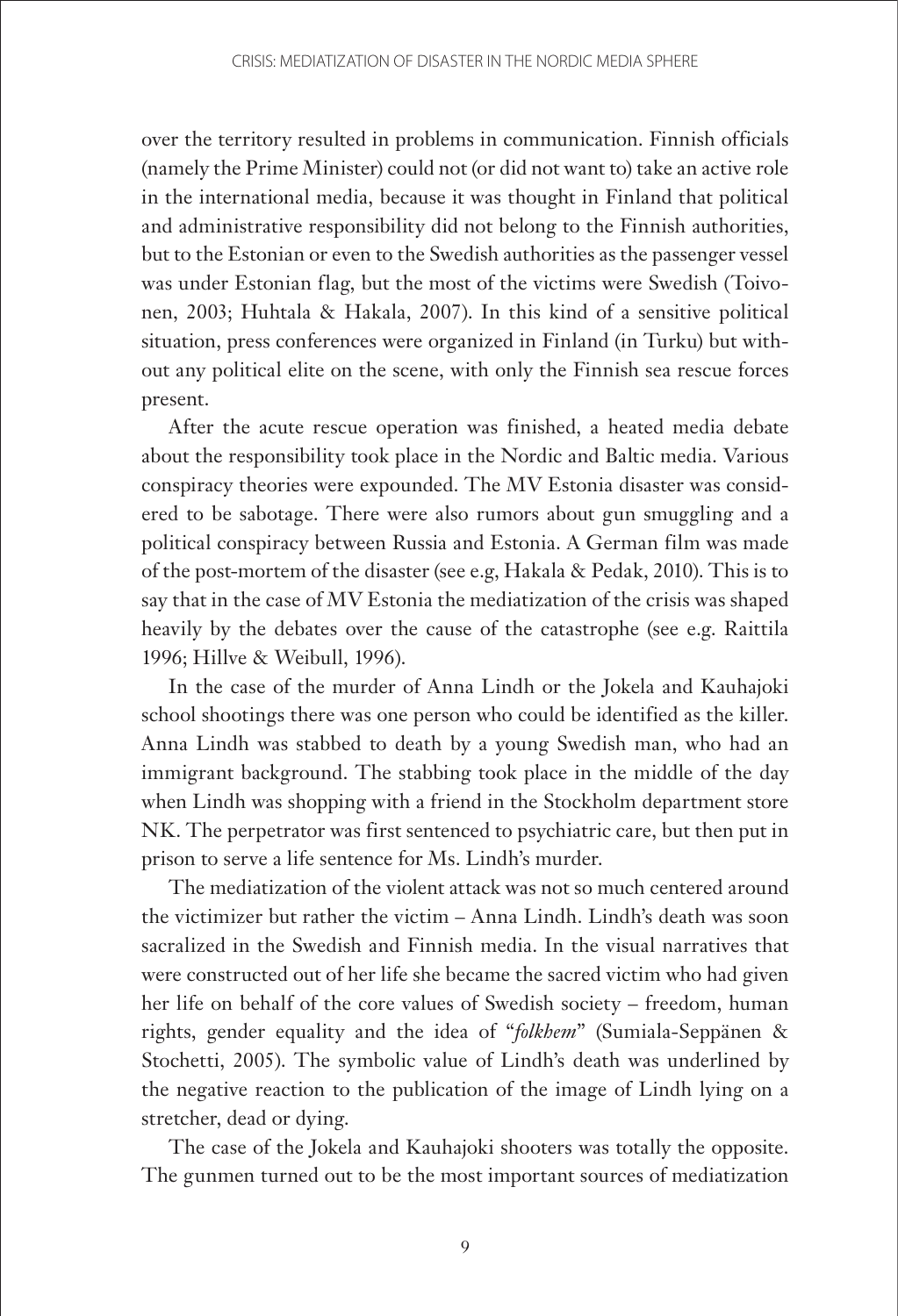over the territory resulted in problems in communication. Finnish officials (namely the Prime Minister) could not (or did not want to) take an active role in the international media, because it was thought in Finland that political and administrative responsibility did not belong to the Finnish authorities, but to the Estonian or even to the Swedish authorities as the passenger vessel was under Estonian flag, but the most of the victims were Swedish (Toivonen, 2003; Huhtala & Hakala, 2007). In this kind of a sensitive political situation, press conferences were organized in Finland (in Turku) but without any political elite on the scene, with only the Finnish sea rescue forces present.

After the acute rescue operation was finished, a heated media debate about the responsibility took place in the Nordic and Baltic media. Various conspiracy theories were expounded. The MV Estonia disaster was considered to be sabotage. There were also rumors about gun smuggling and a political conspiracy between Russia and Estonia. A German film was made of the post-mortem of the disaster (see e.g, Hakala & Pedak, 2010). This is to say that in the case of MV Estonia the mediatization of the crisis was shaped heavily by the debates over the cause of the catastrophe (see e.g. Raittila 1996; Hillve & Weibull, 1996).

In the case of the murder of Anna Lindh or the Jokela and Kauhajoki school shootings there was one person who could be identified as the killer. Anna Lindh was stabbed to death by a young Swedish man, who had an immigrant background. The stabbing took place in the middle of the day when Lindh was shopping with a friend in the Stockholm department store NK. The perpetrator was first sentenced to psychiatric care, but then put in prison to serve a life sentence for Ms. Lindh's murder.

The mediatization of the violent attack was not so much centered around the victimizer but rather the victim – Anna Lindh. Lindh's death was soon sacralized in the Swedish and Finnish media. In the visual narratives that were constructed out of her life she became the sacred victim who had given her life on behalf of the core values of Swedish society – freedom, human rights, gender equality and the idea of "*folkhem*" (Sumiala-Seppänen & Stochetti, 2005). The symbolic value of Lindh's death was underlined by the negative reaction to the publication of the image of Lindh lying on a stretcher, dead or dying.

The case of the Jokela and Kauhajoki shooters was totally the opposite. The gunmen turned out to be the most important sources of mediatization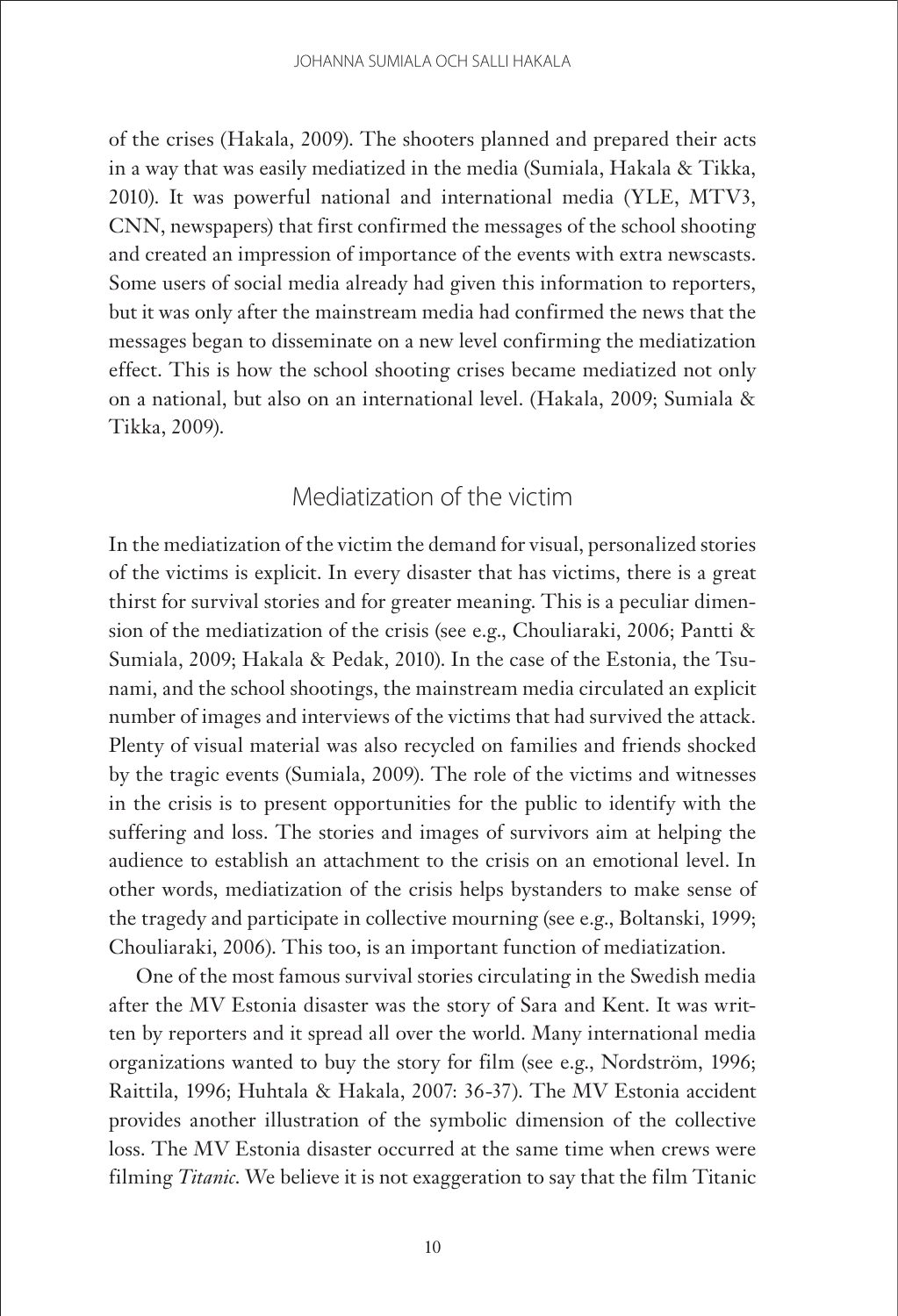of the crises (Hakala, 2009). The shooters planned and prepared their acts in a way that was easily mediatized in the media (Sumiala, Hakala & Tikka, 2010). It was powerful national and international media (YLE, MTV3, CNN, newspapers) that first confirmed the messages of the school shooting and created an impression of importance of the events with extra newscasts. Some users of social media already had given this information to reporters, but it was only after the mainstream media had confirmed the news that the messages began to disseminate on a new level confirming the mediatization effect. This is how the school shooting crises became mediatized not only on a national, but also on an international level. (Hakala, 2009; Sumiala & Tikka, 2009).

## Mediatization of the victim

In the mediatization of the victim the demand for visual, personalized stories of the victims is explicit. In every disaster that has victims, there is a great thirst for survival stories and for greater meaning. This is a peculiar dimension of the mediatization of the crisis (see e.g., Chouliaraki, 2006; Pantti & Sumiala, 2009; Hakala & Pedak, 2010). In the case of the Estonia, the Tsunami, and the school shootings, the mainstream media circulated an explicit number of images and interviews of the victims that had survived the attack. Plenty of visual material was also recycled on families and friends shocked by the tragic events (Sumiala, 2009). The role of the victims and witnesses in the crisis is to present opportunities for the public to identify with the suffering and loss. The stories and images of survivors aim at helping the audience to establish an attachment to the crisis on an emotional level. In other words, mediatization of the crisis helps bystanders to make sense of the tragedy and participate in collective mourning (see e.g., Boltanski, 1999; Chouliaraki, 2006). This too, is an important function of mediatization.

One of the most famous survival stories circulating in the Swedish media after the MV Estonia disaster was the story of Sara and Kent. It was written by reporters and it spread all over the world. Many international media organizations wanted to buy the story for film (see e.g., Nordström, 1996; Raittila, 1996; Huhtala & Hakala, 2007: 36-37). The MV Estonia accident provides another illustration of the symbolic dimension of the collective loss. The MV Estonia disaster occurred at the same time when crews were filming *Titanic*. We believe it is not exaggeration to say that the film Titanic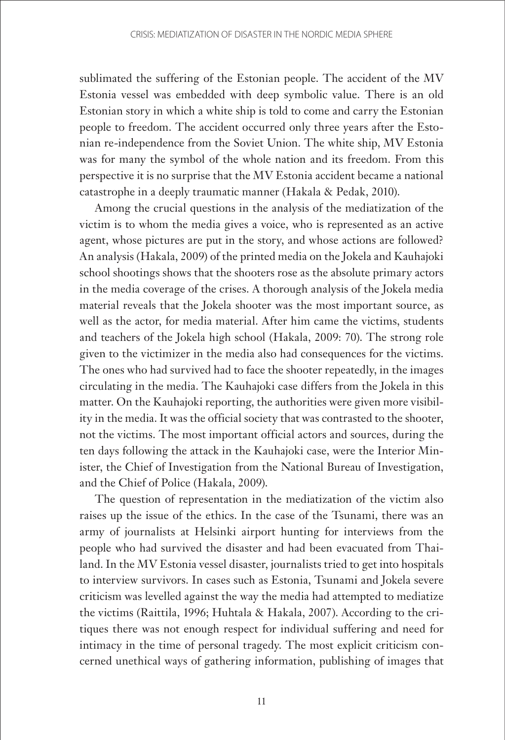sublimated the suffering of the Estonian people. The accident of the MV Estonia vessel was embedded with deep symbolic value. There is an old Estonian story in which a white ship is told to come and carry the Estonian people to freedom. The accident occurred only three years after the Estonian re-independence from the Soviet Union. The white ship, MV Estonia was for many the symbol of the whole nation and its freedom. From this perspective it is no surprise that the MV Estonia accident became a national catastrophe in a deeply traumatic manner (Hakala & Pedak, 2010).

Among the crucial questions in the analysis of the mediatization of the victim is to whom the media gives a voice, who is represented as an active agent, whose pictures are put in the story, and whose actions are followed? An analysis (Hakala, 2009) of the printed media on the Jokela and Kauhajoki school shootings shows that the shooters rose as the absolute primary actors in the media coverage of the crises. A thorough analysis of the Jokela media material reveals that the Jokela shooter was the most important source, as well as the actor, for media material. After him came the victims, students and teachers of the Jokela high school (Hakala, 2009: 70). The strong role given to the victimizer in the media also had consequences for the victims. The ones who had survived had to face the shooter repeatedly, in the images circulating in the media. The Kauhajoki case differs from the Jokela in this matter. On the Kauhajoki reporting, the authorities were given more visibility in the media. It was the official society that was contrasted to the shooter, not the victims. The most important official actors and sources, during the ten days following the attack in the Kauhajoki case, were the Interior Minister, the Chief of Investigation from the National Bureau of Investigation, and the Chief of Police (Hakala, 2009).

The question of representation in the mediatization of the victim also raises up the issue of the ethics. In the case of the Tsunami, there was an army of journalists at Helsinki airport hunting for interviews from the people who had survived the disaster and had been evacuated from Thailand. In the MV Estonia vessel disaster, journalists tried to get into hospitals to interview survivors. In cases such as Estonia, Tsunami and Jokela severe criticism was levelled against the way the media had attempted to mediatize the victims (Raittila, 1996; Huhtala & Hakala, 2007). According to the critiques there was not enough respect for individual suffering and need for intimacy in the time of personal tragedy. The most explicit criticism concerned unethical ways of gathering information, publishing of images that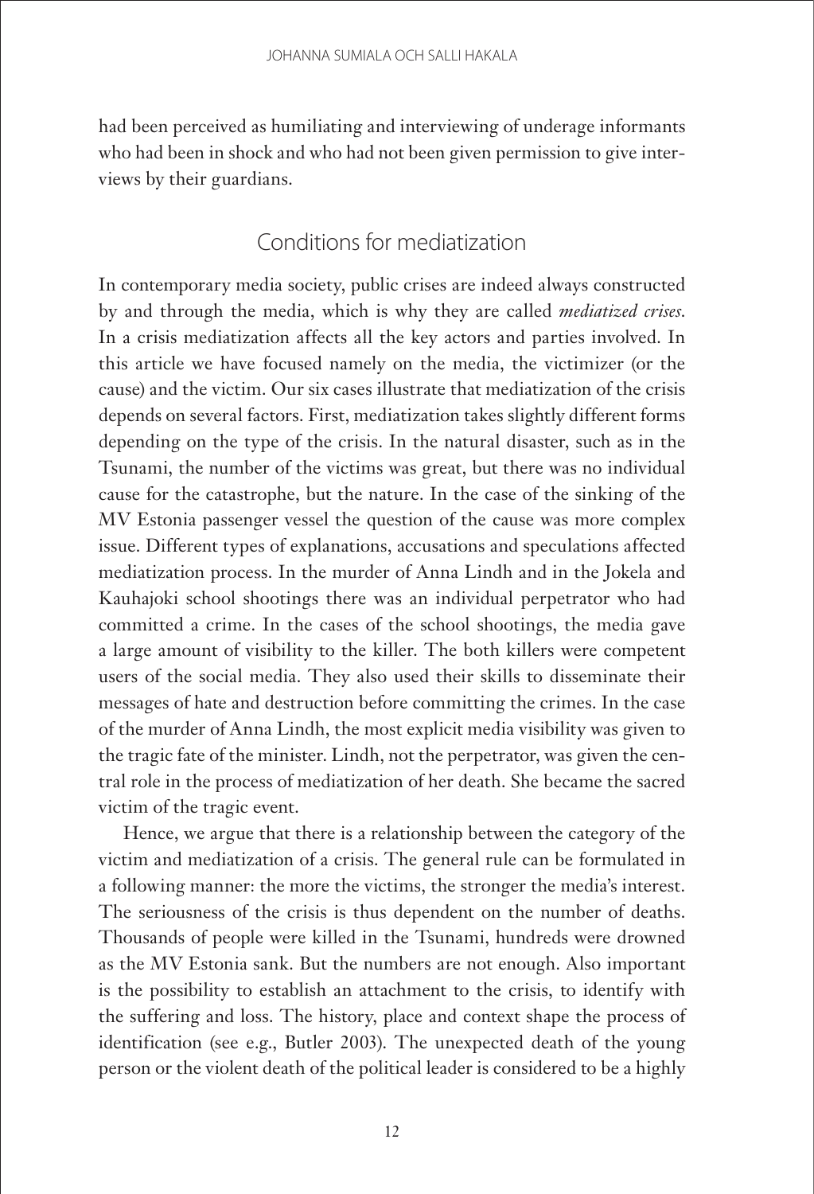had been perceived as humiliating and interviewing of underage informants who had been in shock and who had not been given permission to give interviews by their guardians.

## Conditions for mediatization

In contemporary media society, public crises are indeed always constructed by and through the media, which is why they are called *mediatized crises*. In a crisis mediatization affects all the key actors and parties involved. In this article we have focused namely on the media, the victimizer (or the cause) and the victim. Our six cases illustrate that mediatization of the crisis depends on several factors. First, mediatization takes slightly different forms depending on the type of the crisis. In the natural disaster, such as in the Tsunami, the number of the victims was great, but there was no individual cause for the catastrophe, but the nature. In the case of the sinking of the MV Estonia passenger vessel the question of the cause was more complex issue. Different types of explanations, accusations and speculations affected mediatization process. In the murder of Anna Lindh and in the Jokela and Kauhajoki school shootings there was an individual perpetrator who had committed a crime. In the cases of the school shootings, the media gave a large amount of visibility to the killer. The both killers were competent users of the social media. They also used their skills to disseminate their messages of hate and destruction before committing the crimes. In the case of the murder of Anna Lindh, the most explicit media visibility was given to the tragic fate of the minister. Lindh, not the perpetrator, was given the central role in the process of mediatization of her death. She became the sacred victim of the tragic event.

Hence, we argue that there is a relationship between the category of the victim and mediatization of a crisis. The general rule can be formulated in a following manner: the more the victims, the stronger the media's interest. The seriousness of the crisis is thus dependent on the number of deaths. Thousands of people were killed in the Tsunami, hundreds were drowned as the MV Estonia sank. But the numbers are not enough. Also important is the possibility to establish an attachment to the crisis, to identify with the suffering and loss. The history, place and context shape the process of identification (see e.g., Butler 2003). The unexpected death of the young person or the violent death of the political leader is considered to be a highly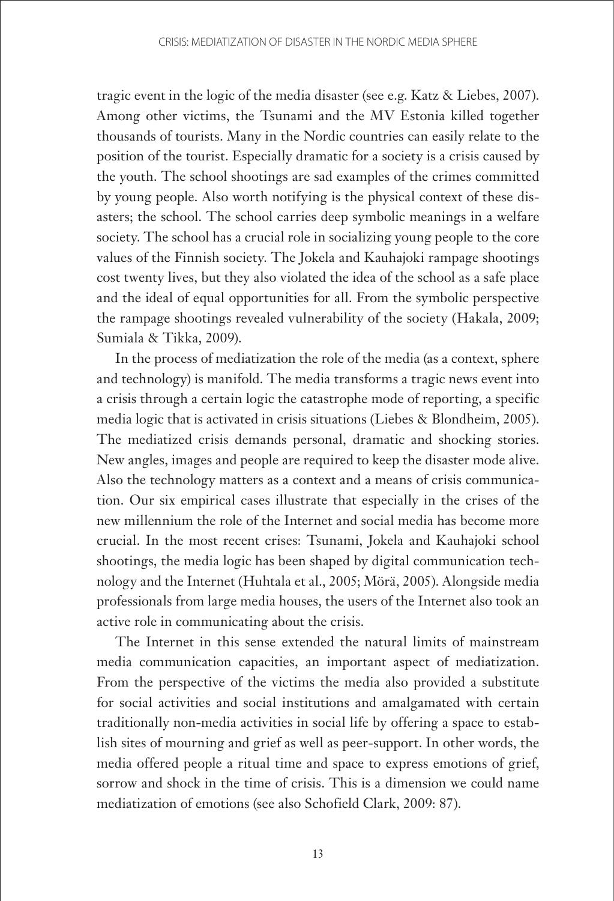tragic event in the logic of the media disaster (see e.g. Katz & Liebes, 2007). Among other victims, the Tsunami and the MV Estonia killed together thousands of tourists. Many in the Nordic countries can easily relate to the position of the tourist. Especially dramatic for a society is a crisis caused by the youth. The school shootings are sad examples of the crimes committed by young people. Also worth notifying is the physical context of these disasters; the school. The school carries deep symbolic meanings in a welfare society. The school has a crucial role in socializing young people to the core values of the Finnish society. The Jokela and Kauhajoki rampage shootings cost twenty lives, but they also violated the idea of the school as a safe place and the ideal of equal opportunities for all. From the symbolic perspective the rampage shootings revealed vulnerability of the society (Hakala, 2009; Sumiala & Tikka, 2009).

In the process of mediatization the role of the media (as a context, sphere and technology) is manifold. The media transforms a tragic news event into a crisis through a certain logic the catastrophe mode of reporting, a specific media logic that is activated in crisis situations (Liebes & Blondheim, 2005). The mediatized crisis demands personal, dramatic and shocking stories. New angles, images and people are required to keep the disaster mode alive. Also the technology matters as a context and a means of crisis communication. Our six empirical cases illustrate that especially in the crises of the new millennium the role of the Internet and social media has become more crucial. In the most recent crises: Tsunami, Jokela and Kauhajoki school shootings, the media logic has been shaped by digital communication technology and the Internet (Huhtala et al., 2005; Mörä, 2005). Alongside media professionals from large media houses, the users of the Internet also took an active role in communicating about the crisis.

The Internet in this sense extended the natural limits of mainstream media communication capacities, an important aspect of mediatization. From the perspective of the victims the media also provided a substitute for social activities and social institutions and amalgamated with certain traditionally non-media activities in social life by offering a space to establish sites of mourning and grief as well as peer-support. In other words, the media offered people a ritual time and space to express emotions of grief, sorrow and shock in the time of crisis. This is a dimension we could name mediatization of emotions (see also Schofield Clark, 2009: 87).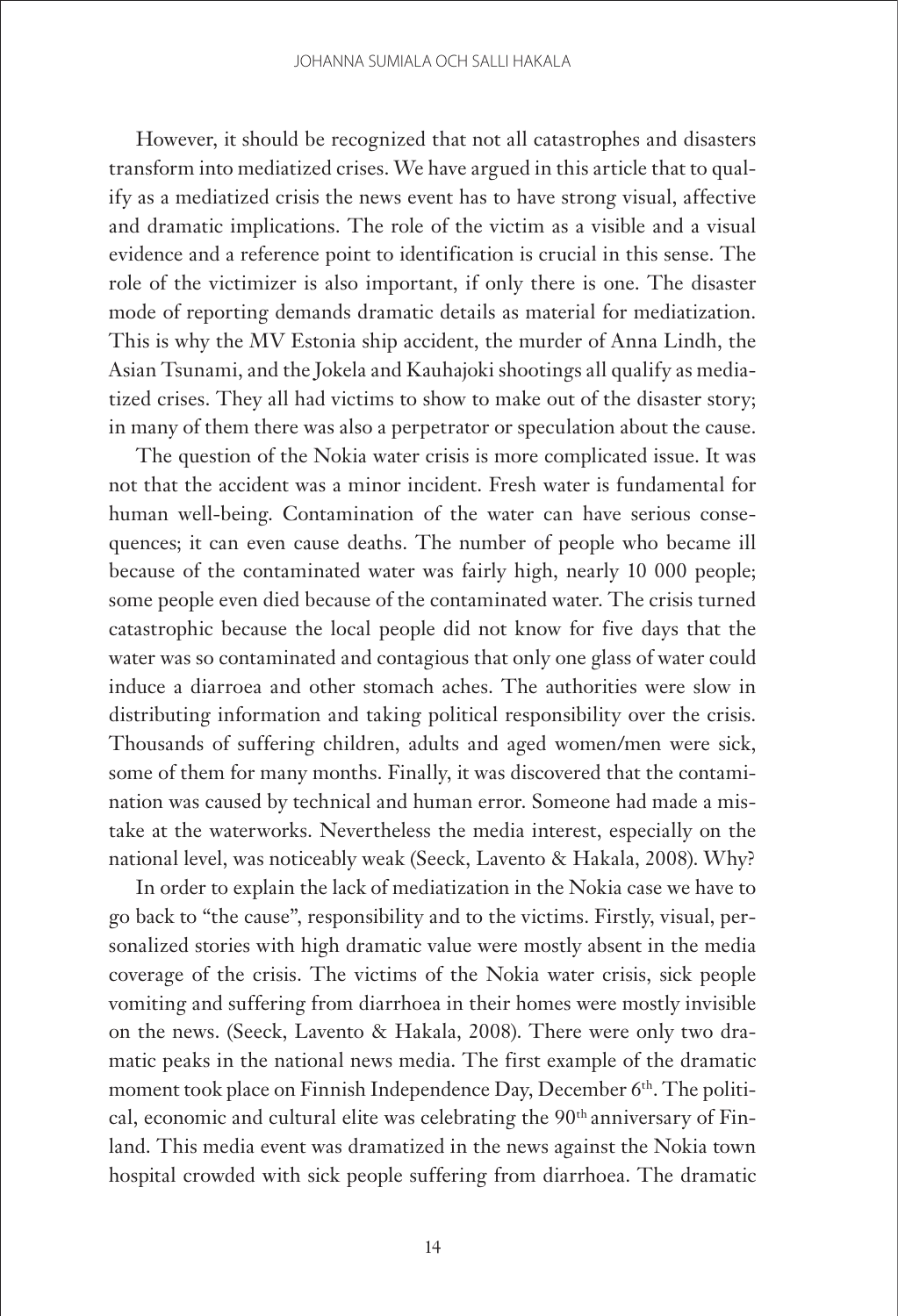However, it should be recognized that not all catastrophes and disasters transform into mediatized crises. We have argued in this article that to qualify as a mediatized crisis the news event has to have strong visual, affective and dramatic implications. The role of the victim as a visible and a visual evidence and a reference point to identification is crucial in this sense. The role of the victimizer is also important, if only there is one. The disaster mode of reporting demands dramatic details as material for mediatization. This is why the MV Estonia ship accident, the murder of Anna Lindh, the Asian Tsunami, and the Jokela and Kauhajoki shootings all qualify as mediatized crises. They all had victims to show to make out of the disaster story; in many of them there was also a perpetrator or speculation about the cause.

The question of the Nokia water crisis is more complicated issue. It was not that the accident was a minor incident. Fresh water is fundamental for human well-being. Contamination of the water can have serious consequences; it can even cause deaths. The number of people who became ill because of the contaminated water was fairly high, nearly 10 000 people; some people even died because of the contaminated water. The crisis turned catastrophic because the local people did not know for five days that the water was so contaminated and contagious that only one glass of water could induce a diarroea and other stomach aches. The authorities were slow in distributing information and taking political responsibility over the crisis. Thousands of suffering children, adults and aged women/men were sick, some of them for many months. Finally, it was discovered that the contamination was caused by technical and human error. Someone had made a mistake at the waterworks. Nevertheless the media interest, especially on the national level, was noticeably weak (Seeck, Lavento & Hakala, 2008). Why?

In order to explain the lack of mediatization in the Nokia case we have to go back to "the cause", responsibility and to the victims. Firstly, visual, personalized stories with high dramatic value were mostly absent in the media coverage of the crisis. The victims of the Nokia water crisis, sick people vomiting and suffering from diarrhoea in their homes were mostly invisible on the news. (Seeck, Lavento & Hakala, 2008). There were only two dramatic peaks in the national news media. The first example of the dramatic moment took place on Finnish Independence Day, December 6th. The political, economic and cultural elite was celebrating the 90th anniversary of Finland. This media event was dramatized in the news against the Nokia town hospital crowded with sick people suffering from diarrhoea. The dramatic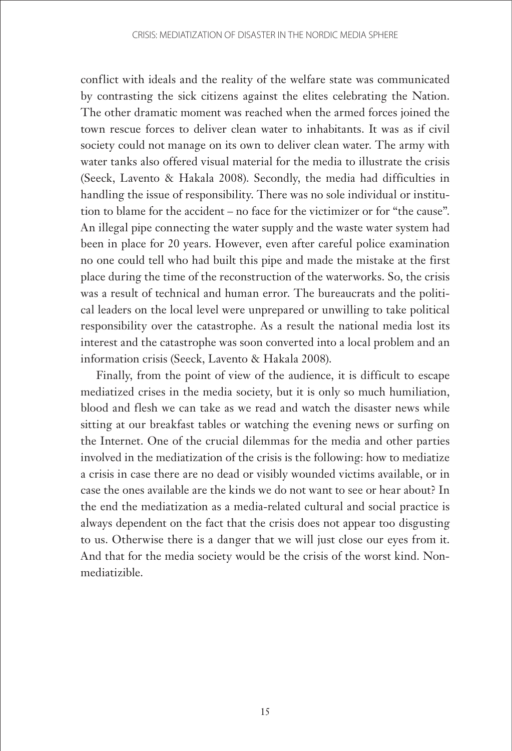conflict with ideals and the reality of the welfare state was communicated by contrasting the sick citizens against the elites celebrating the Nation. The other dramatic moment was reached when the armed forces joined the town rescue forces to deliver clean water to inhabitants. It was as if civil society could not manage on its own to deliver clean water. The army with water tanks also offered visual material for the media to illustrate the crisis (Seeck, Lavento & Hakala 2008). Secondly, the media had difficulties in handling the issue of responsibility. There was no sole individual or institution to blame for the accident – no face for the victimizer or for "the cause". An illegal pipe connecting the water supply and the waste water system had been in place for 20 years. However, even after careful police examination no one could tell who had built this pipe and made the mistake at the first place during the time of the reconstruction of the waterworks. So, the crisis was a result of technical and human error. The bureaucrats and the political leaders on the local level were unprepared or unwilling to take political responsibility over the catastrophe. As a result the national media lost its interest and the catastrophe was soon converted into a local problem and an information crisis (Seeck, Lavento & Hakala 2008).

Finally, from the point of view of the audience, it is difficult to escape mediatized crises in the media society, but it is only so much humiliation, blood and flesh we can take as we read and watch the disaster news while sitting at our breakfast tables or watching the evening news or surfing on the Internet. One of the crucial dilemmas for the media and other parties involved in the mediatization of the crisis is the following: how to mediatize a crisis in case there are no dead or visibly wounded victims available, or in case the ones available are the kinds we do not want to see or hear about? In the end the mediatization as a media-related cultural and social practice is always dependent on the fact that the crisis does not appear too disgusting to us. Otherwise there is a danger that we will just close our eyes from it. And that for the media society would be the crisis of the worst kind. Non-mediatizible.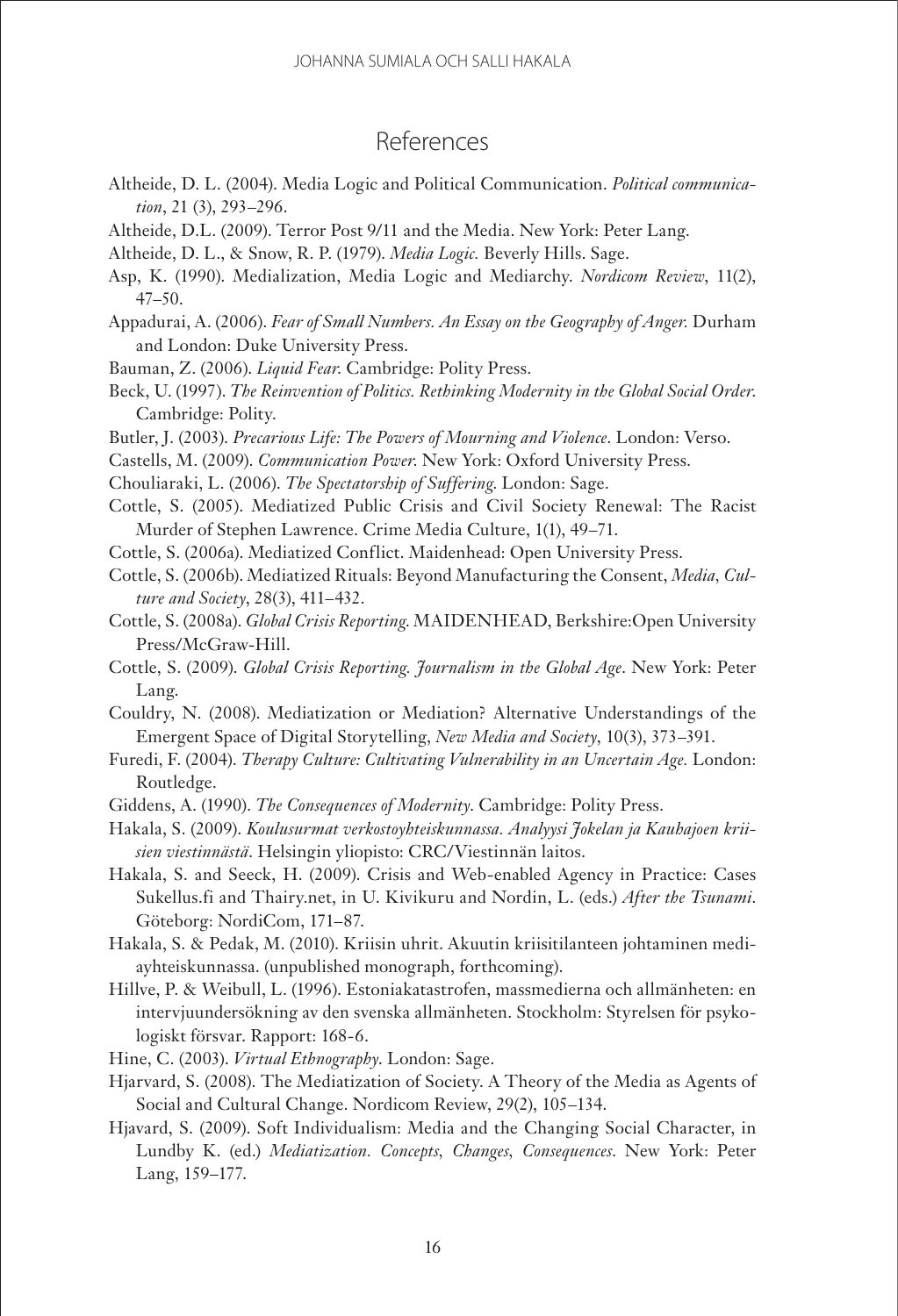## References

Altheide, D. L. (2004). Media Logic and Political Communication. *Political communication*, 21 (3), 293–296.

Altheide, D.L. (2009). Terror Post 9/11 and the Media. New York: Peter Lang.

Altheide, D. L., & Snow, R. P. (1979). *Media Logic.* Beverly Hills. Sage.

Asp, K. (1990). Medialization, Media Logic and Mediarchy. *Nordicom Review*, 11(2), 47–50.

Appadurai, A. (2006). *Fear of Small Numbers. An Essay on the Geography of Anger.* Durham and London: Duke University Press.

Bauman, Z. (2006). *Liquid Fear.* Cambridge: Polity Press.

Beck, U. (1997). *The Reinvention of Politics. Rethinking Modernity in the Global Social Order.* Cambridge: Polity.

Butler, J. (2003). *Precarious Life: The Powers of Mourning and Violence*. London: Verso.

Castells, M. (2009). *Communication Power.* New York: Oxford University Press.

Chouliaraki, L. (2006). *The Spectatorship of Suffering.* London: Sage.

Cottle, S. (2005). Mediatized Public Crisis and Civil Society Renewal: The Racist Murder of Stephen Lawrence. Crime Media Culture, 1(1), 49–71.

Cottle, S. (2006a). Mediatized Conflict. Maidenhead: Open University Press.

Cottle, S. (2006b). Mediatized Rituals: Beyond Manufacturing the Consent, *Media, Culture and Society*, 28(3), 411–432.

Cottle, S. (2008a). *Global Crisis Reporting.* MAIDENHEAD, Berkshire:Open University Press/McGraw-Hill.

Cottle, S. (2009). *Global Crisis Reporting. Journalism in the Global Age*. New York: Peter Lang.

Couldry, N. (2008). Mediatization or Mediation? Alternative Understandings of the Emergent Space of Digital Storytelling, *New Media and Society*, 10(3), 373–391.

Furedi, F. (2004). *Therapy Culture: Cultivating Vulnerability in an Uncertain Age.* London: Routledge.

Giddens, A. (1990). *The Consequences of Modernity.* Cambridge: Polity Press.

Hakala, S. (2009). *Koulusurmat verkostoyhteiskunnassa. Analyysi Jokelan ja Kauhajoen kriisien viestinnästä*. Helsingin yliopisto: CRC/Viestinnän laitos.

Hakala, S. and Seeck, H. (2009). Crisis and Web-enabled Agency in Practice: Cases Sukellus.fi and Thairy.net, in U. Kivikuru and Nordin, L. (eds.) *After the Tsunami*. Göteborg: NordiCom, 171–87.

Hakala, S. & Pedak, M. (2010). Kriisin uhrit. Akuutin kriisitilanteen johtaminen mediayhteiskunnassa. (unpublished monograph, forthcoming).

Hillve, P. & Weibull, L. (1996). Estoniakatastrofen, massmedierna och allmänheten: en intervjuundersökning av den svenska allmänheten. Stockholm: Styrelsen för psykologiskt försvar. Rapport: 168-6.

Hine, C. (2003). *Virtual Ethnography*. London: Sage.

Hjarvard, S. (2008). The Mediatization of Society. A Theory of the Media as Agents of Social and Cultural Change. Nordicom Review, 29(2), 105–134.

Hjavard, S. (2009). Soft Individualism: Media and the Changing Social Character, in Lundby K. (ed.) *Mediatization. Concepts, Changes, Consequences*. New York: Peter Lang, 159–177.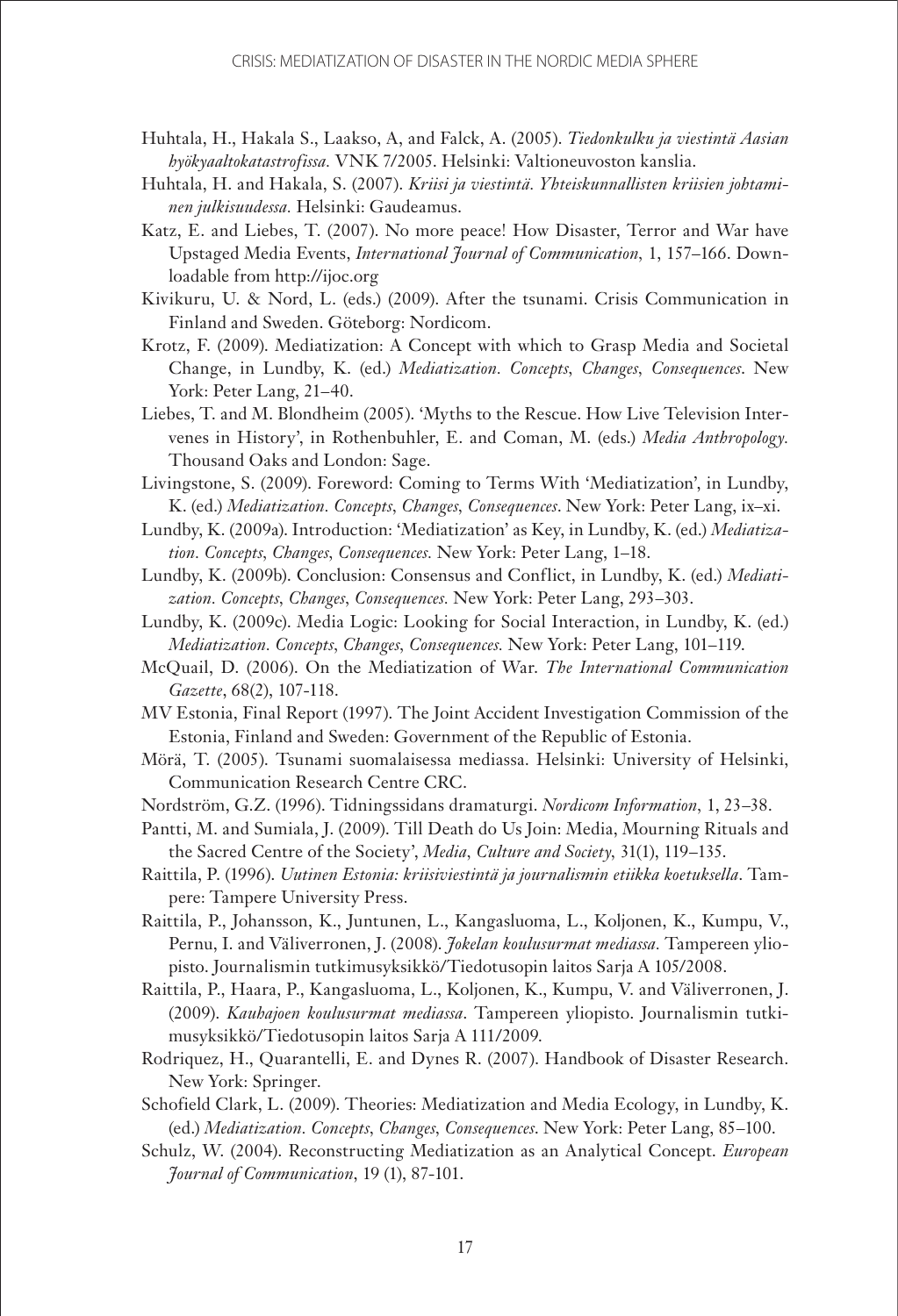Huhtala, H., Hakala S., Laakso, A, and Falck, A. (2005). *Tiedonkulku ja viestintä Aasian hyökyaaltokatastrofissa.* VNK 7/2005. Helsinki: Valtioneuvoston kanslia.

Huhtala, H. and Hakala, S. (2007). *Kriisi ja viestintä. Yhteiskunnallisten kriisien johtaminen julkisuudessa.* Helsinki: Gaudeamus.

Katz, E. and Liebes, T. (2007). No more peace! How Disaster, Terror and War have Upstaged Media Events, *International Journal of Communication*, 1, 157–166. Downloadable from http://ijoc.org

Kivikuru, U. & Nord, L. (eds.) (2009). After the tsunami. Crisis Communication in Finland and Sweden. Göteborg: Nordicom.

Krotz, F. (2009). Mediatization: A Concept with which to Grasp Media and Societal Change, in Lundby, K. (ed.) *Mediatization. Concepts, Changes, Consequences*. New York: Peter Lang, 21–40.

Liebes, T. and M. Blondheim (2005). 'Myths to the Rescue. How Live Television Intervenes in History', in Rothenbuhler, E. and Coman, M. (eds.) *Media Anthropology.* Thousand Oaks and London: Sage.

Livingstone, S. (2009). Foreword: Coming to Terms With 'Mediatization', in Lundby, K. (ed.) *Mediatization. Concepts, Changes, Consequences*. New York: Peter Lang, ix–xi.

Lundby, K. (2009a). Introduction: 'Mediatization' as Key, in Lundby, K. (ed.) *Mediatization. Concepts, Changes, Consequences.* New York: Peter Lang, 1–18.

Lundby, K. (2009b). Conclusion: Consensus and Conflict, in Lundby, K. (ed.) *Mediatization. Concepts, Changes, Consequences.* New York: Peter Lang, 293–303.

Lundby, K. (2009c). Media Logic: Looking for Social Interaction, in Lundby, K. (ed.) *Mediatization. Concepts, Changes, Consequences.* New York: Peter Lang, 101–119.

McQuail, D. (2006). On the Mediatization of War. *The International Communication Gazette*, 68(2), 107-118.

MV Estonia, Final Report (1997). The Joint Accident Investigation Commission of the Estonia, Finland and Sweden: Government of the Republic of Estonia.

Mörä, T. (2005). Tsunami suomalaisessa mediassa. Helsinki: University of Helsinki, Communication Research Centre CRC.

Nordström, G.Z. (1996). Tidningssidans dramaturgi. *Nordicom Information*, 1, 23–38.

Pantti, M. and Sumiala, J. (2009). Till Death do Us Join: Media, Mourning Rituals and the Sacred Centre of the Society', *Media, Culture and Society*, 31(1), 119–135.

Raittila, P. (1996). *Uutinen Estonia: kriisiviestintä ja journalismin etiikka koetuksella*. Tampere: Tampere University Press.

Raittila, P., Johansson, K., Juntunen, L., Kangasluoma, L., Koljonen, K., Kumpu, V., Pernu, I. and Väliverronen, J. (2008). *Jokelan koulusurmat mediassa.* Tampereen yliopisto. Journalismin tutkimusyksikkö/Tiedotusopin laitos Sarja A 105/2008.

Raittila, P., Haara, P., Kangasluoma, L., Koljonen, K., Kumpu, V. and Väliverronen, J. (2009). *Kauhajoen koulusurmat mediassa*. Tampereen yliopisto. Journalismin tutkimusyksikkö/Tiedotusopin laitos Sarja A 111/2009.

Rodriquez, H., Quarantelli, E. and Dynes R. (2007). Handbook of Disaster Research. New York: Springer.

Schofield Clark, L. (2009). Theories: Mediatization and Media Ecology, in Lundby, K. (ed.) *Mediatization. Concepts, Changes, Consequences*. New York: Peter Lang, 85–100.

Schulz, W. (2004). Reconstructing Mediatization as an Analytical Concept. *European Journal of Communication*, 19 (1), 87-101.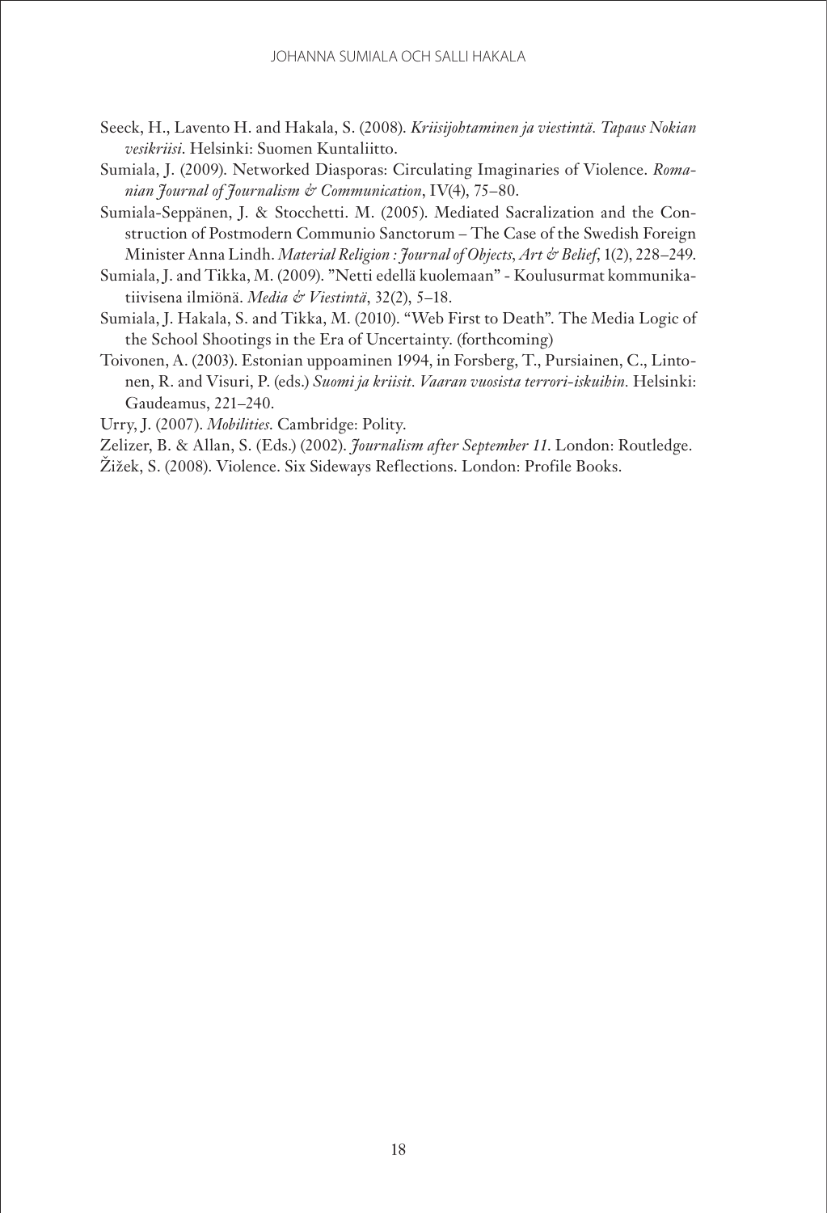Seeck, H., Lavento H. and Hakala, S. (2008). *Kriisijohtaminen ja viestintä. Tapaus Nokian vesikriisi*. Helsinki: Suomen Kuntaliitto.

Sumiala, J. (2009). Networked Diasporas: Circulating Imaginaries of Violence. *Romanian Journal of Journalism & Communication*, IV(4), 75–80.

Sumiala-Seppänen, J. & Stocchetti. M. (2005). Mediated Sacralization and the Construction of Postmodern Communio Sanctorum – The Case of the Swedish Foreign Minister Anna Lindh. *Material Religion : Journal of Objects, Art & Belief*, 1(2), 228–249.

Sumiala, J. and Tikka, M. (2009). "Netti edellä kuolemaan" - Koulusurmat kommunikatiivisena ilmiönä. *Media & Viestintä*, 32(2), 5–18.

Sumiala, J. Hakala, S. and Tikka, M. (2010). "Web First to Death". The Media Logic of the School Shootings in the Era of Uncertainty. (forthcoming)

Toivonen, A. (2003). Estonian uppoaminen 1994, in Forsberg, T., Pursiainen, C., Lintonen, R. and Visuri, P. (eds.) *Suomi ja kriisit. Vaaran vuosista terrori-iskuihin.* Helsinki: Gaudeamus, 221–240.

Urry, J. (2007). *Mobilities*. Cambridge: Polity.

Zelizer, B. & Allan, S. (Eds.) (2002). *Journalism after September 11*. London: Routledge.

Žižek, S. (2008). Violence. Six Sideways Reflections. London: Profile Books.